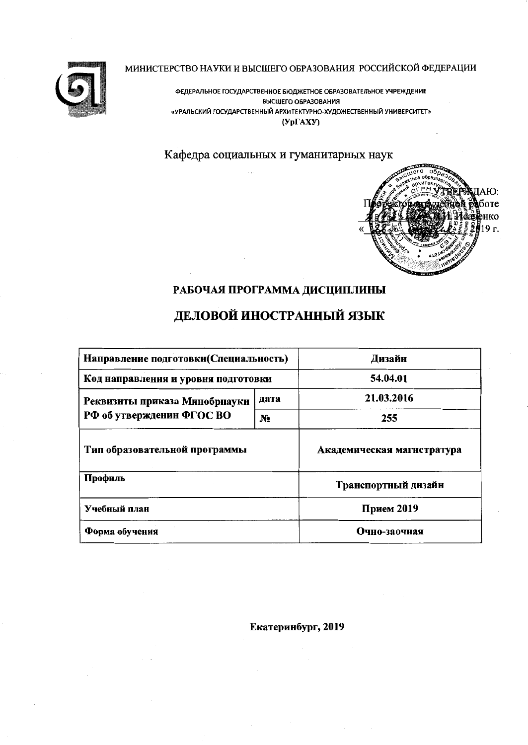МИНИСТЕРСТВО НАУКИ И ВЫСШЕГО ОБРАЗОВАНИЯ РОССИЙСКОЙ ФЕДЕРАЦИИ

ФЕДЕРАЛЬНОЕ ГОСУДАРСТВЕННОЕ БЮДЖЕТНОЕ ОБРАЗОВАТЕЛЬНОЕ УЧРЕЖДЕНИЕ
ВЫСШЕГО ОБРАЗОВАНИЯ
«УРАЛЬСКИЙ ГОСУДАРСТВЕННЫЙ АРХИТЕКТУРНО-ХУДОЖЕСТВЕННЫЙ УНИВЕРСИТЕТ»
(УрГАХУ)

Кафедра социальных и гуманитарных наук

УТВЕРЖДАЮ:
Проректор по учебной работе
_______ Исаченко
« ___ » _______ 2019 г.

# РАБОЧАЯ ПРОГРАММА ДИСЦИПЛИНЫ

# ДЕЛОВОЙ ИНОСТРАННЫЙ ЯЗЫК

| Направление подготовки(Специальность) | | Дизайн |
|---|---|---|
| Код направления и уровня подготовки | | 54.04.01 |
| Реквизиты приказа Минобрнауки РФ об утверждении ФГОС ВО | дата | 21.03.2016 |
| | № | 255 |
| Тип образовательной программы | | Академическая магистратура |
| Профиль | | Транспортный дизайн |
| Учебный план | | Прием 2019 |
| Форма обучения | | Очно-заочная |

**Екатеринбург, 2019**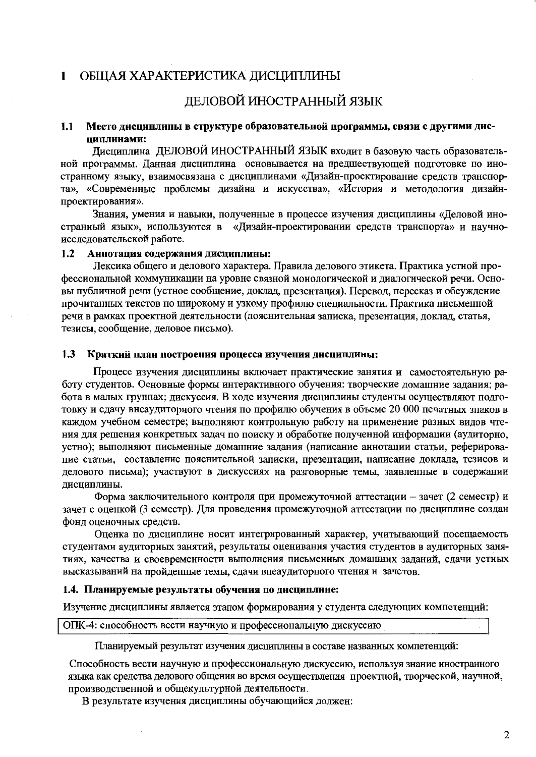# 1 ОБЩАЯ ХАРАКТЕРИСТИКА ДИСЦИПЛИНЫ

## ДЕЛОВОЙ ИНОСТРАННЫЙ ЯЗЫК

### 1.1 Место дисциплины в структуре образовательной программы, связи с другими дисциплинами:

Дисциплина ДЕЛОВОЙ ИНОСТРАННЫЙ ЯЗЫК входит в базовую часть образовательной программы. Данная дисциплина основывается на предшествующей подготовке по иностранному языку, взаимосвязана с дисциплинами «Дизайн-проектирование средств транспорта», «Современные проблемы дизайна и искусства», «История и методология дизайн-проектирования».

Знания, умения и навыки, полученные в процессе изучения дисциплины «Деловой иностранный язык», используются в «Дизайн-проектировании средств транспорта» и научно-исследовательской работе.

### 1.2 Аннотация содержания дисциплины:

Лексика общего и делового характера. Правила делового этикета. Практика устной профессиональной коммуникации на уровне связной монологической и диалогической речи. Основы публичной речи (устное сообщение, доклад, презентация). Перевод, пересказ и обсуждение прочитанных текстов по широкому и узкому профилю специальности. Практика письменной речи в рамках проектной деятельности (пояснительная записка, презентация, доклад, статья, тезисы, сообщение, деловое письмо).

### 1.3 Краткий план построения процесса изучения дисциплины:

Процесс изучения дисциплины включает практические занятия и самостоятельную работу студентов. Основные формы интерактивного обучения: творческие домашние задания; работа в малых группах; дискуссия. В ходе изучения дисциплины студенты осуществляют подготовку и сдачу внеаудиторного чтения по профилю обучения в объеме 20 000 печатных знаков в каждом учебном семестре; выполняют контрольную работу на применение разных видов чтения для решения конкретных задач по поиску и обработке полученной информации (аудиторно, устно); выполняют письменные домашние задания (написание аннотации статьи, реферирование статьи, составление пояснительной записки, презентации, написание доклада, тезисов и делового письма); участвуют в дискуссиях на разговорные темы, заявленные в содержании дисциплины.

Форма заключительного контроля при промежуточной аттестации – зачет (2 семестр) и зачет с оценкой (3 семестр). Для проведения промежуточной аттестации по дисциплине создан фонд оценочных средств.

Оценка по дисциплине носит интегрированный характер, учитывающий посещаемость студентами аудиторных занятий, результаты оценивания участия студентов в аудиторных занятиях, качества и своевременности выполнения письменных домашних заданий, сдачи устных высказываний на пройденные темы, сдачи внеаудиторного чтения и зачетов.

### 1.4. Планируемые результаты обучения по дисциплине:

Изучение дисциплины является этапом формирования у студента следующих компетенций:

| ОПК-4: способность вести научную и профессиональную дискуссию |
|---|

Планируемый результат изучения дисциплины в составе названных компетенций:

Способность вести научную и профессиональную дискуссию, используя знание иностранного языка как средства делового общения во время осуществления проектной, творческой, научной, производственной и общекультурной деятельности.

В результате изучения дисциплины обучающийся должен: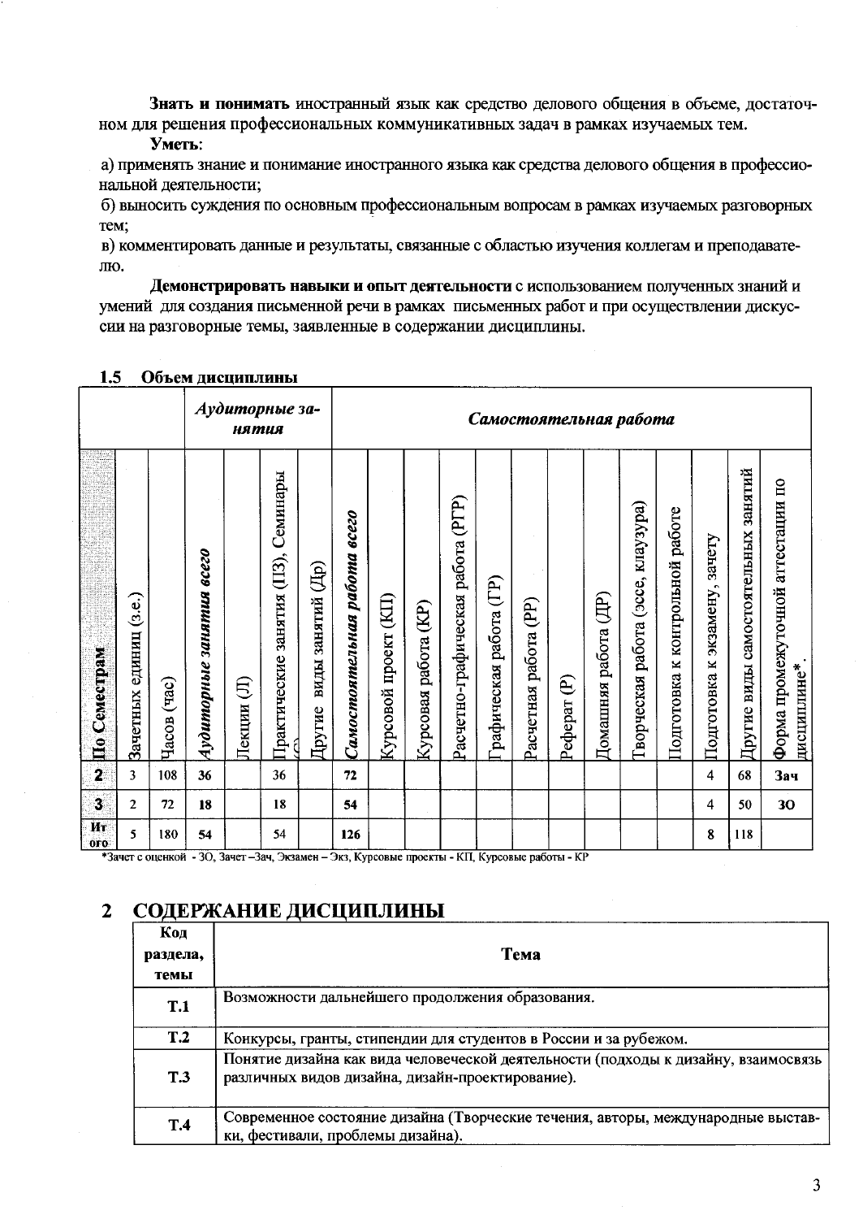**Знать и понимать** иностранный язык как средство делового общения в объеме, достаточном для решения профессиональных коммуникативных задач в рамках изучаемых тем.

**Уметь**:

а) применять знание и понимание иностранного языка как средства делового общения в профессиональной деятельности;

б) выносить суждения по основным профессиональным вопросам в рамках изучаемых разговорных тем;

в) комментировать данные и результаты, связанные с областью изучения коллегам и преподавателю.

**Демонстрировать навыки и опыт деятельности** с использованием полученных знаний и умений для создания письменной речи в рамках письменных работ и при осуществлении дискуссии на разговорные темы, заявленные в содержании дисциплины.

### 1.5 Объем дисциплины

| | | | *Аудиторные занятия* | | | | *Самостоятельная работа* | | | | | | | | | | | | | |
|---|---|---|---|---|---|---|---|---|---|---|---|---|---|---|---|---|---|---|---|---|
| **По Семестрам** | Зачетных единиц (з.е.) | Часов (час) | ***Аудиторные занятия всего*** | Лекции (Л) | Практические занятия (ПЗ), Семинары (С) | Другие виды занятий (Др) | ***Самостоятельная работа всего*** | Курсовой проект (КП) | Курсовая работа (КР) | Расчетно-графическая работа (РГР) | Графическая работа (ГР) | Расчетная работа (РР) | Реферат (Р) | Домашняя работа (ДР) | Творческая работа (эссе, клаузура) | Подготовка к контрольной работе | Подготовка к экзамену, зачету | Другие виды самостоятельных занятий | Форма промежуточной аттестации по дисциплине* |
| **2** | 3 | 108 | **36** | | 36 | | **72** | | | | | | | | | | 4 | 68 | **Зач** |
| **3** | 2 | 72 | **18** | | 18 | | **54** | | | | | | | | | | 4 | 50 | **ЗО** |
| **Итого** | 5 | 180 | **54** | | 54 | | **126** | | | | | | | | | | 8 | 118 | |

*Зачет с оценкой - ЗО, Зачет –Зач, Экзамен – Экз, Курсовые проекты - КП, Курсовые работы - КР

## 2 СОДЕРЖАНИЕ ДИСЦИПЛИНЫ

| Код раздела, темы | Тема |
|---|---|
| **Т.1** | Возможности дальнейшего продолжения образования. |
| **Т.2** | Конкурсы, гранты, стипендии для студентов в России и за рубежом. |
| **Т.3** | Понятие дизайна как вида человеческой деятельности (подходы к дизайну, взаимосвязь различных видов дизайна, дизайн-проектирование). |
| **Т.4** | Современное состояние дизайна (Творческие течения, авторы, международные выставки, фестивали, проблемы дизайна). |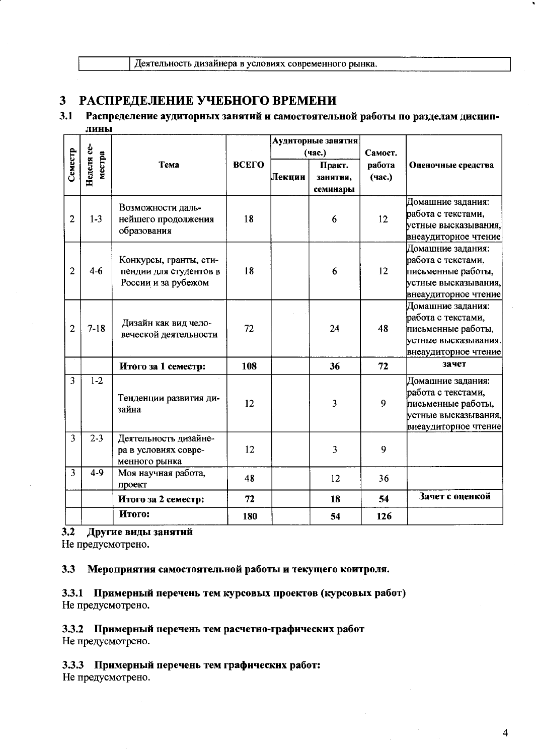| | Деятельность дизайнера в условиях современного рынка. |
|---|---|

# 3 РАСПРЕДЕЛЕНИЕ УЧЕБНОГО ВРЕМЕНИ

## 3.1 Распределение аудиторных занятий и самостоятельной работы по разделам дисциплины

| Семестр | Неделя семестра | Тема | ВСЕГО | Аудиторные занятия (час.) | | Самост. работа (час.) | Оценочные средства |
|---|---|---|---|---|---|---|---|
| | | | | Лекции | Практ. занятия, семинары | | |
| 2 | 1-3 | Возможности дальнейшего продолжения образования | 18 | | 6 | 12 | Домашние задания: работа с текстами, устные высказывания, внеаудиторное чтение |
| 2 | 4-6 | Конкурсы, гранты, стипендии для студентов в России и за рубежом | 18 | | 6 | 12 | Домашние задания: работа с текстами, письменные работы, устные высказывания, внеаудиторное чтение |
| 2 | 7-18 | Дизайн как вид человеческой деятельности | 72 | | 24 | 48 | Домашние задания: работа с текстами, письменные работы, устные высказывания. внеаудиторное чтение |
| | | **Итого за 1 семестр:** | **108** | | **36** | **72** | **зачет** |
| 3 | 1-2 | Тенденции развития дизайна | 12 | | 3 | 9 | Домашние задания: работа с текстами, письменные работы, устные высказывания, внеаудиторное чтение |
| 3 | 2-3 | Деятельность дизайнера в условиях современного рынка | 12 | | 3 | 9 | |
| 3 | 4-9 | Моя научная работа, проект | 48 | | 12 | 36 | |
| | | **Итого за 2 семестр:** | **72** | | **18** | **54** | **Зачет с оценкой** |
| | | **Итого:** | **180** | | **54** | **126** | |

### 3.2 Другие виды занятий

Не предусмотрено.

### 3.3 Мероприятия самостоятельной работы и текущего контроля.

#### 3.3.1 Примерный перечень тем курсовых проектов (курсовых работ)

Не предусмотрено.

#### 3.3.2 Примерный перечень тем расчетно-графических работ

Не предусмотрено.

#### 3.3.3 Примерный перечень тем графических работ:

Не предусмотрено.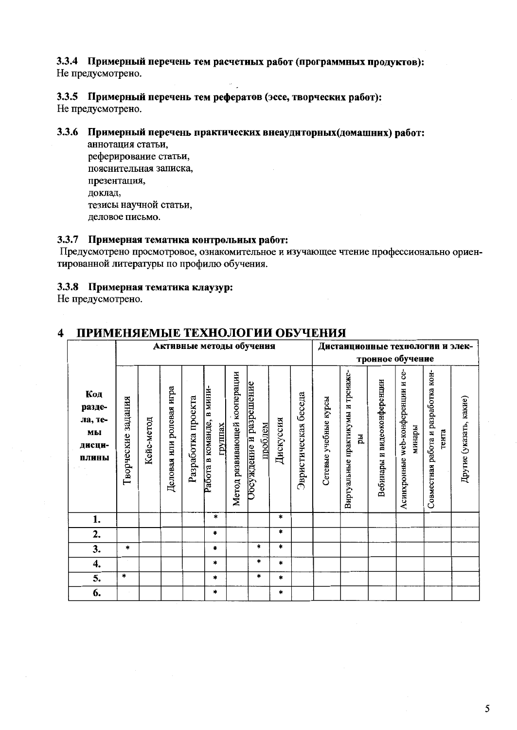### 3.3.4 Примерный перечень тем расчетных работ (программных продуктов):

Не предусмотрено.

### 3.3.5 Примерный перечень тем рефератов (эссе, творческих работ):

Не предусмотрено.

### 3.3.6 Примерный перечень практических внеаудиторных(домашних) работ:

аннотация статьи,
реферирование статьи,
пояснительная записка,
презентация,
доклад,
тезисы научной статьи,
деловое письмо.

### 3.3.7 Примерная тематика контрольных работ:

Предусмотрено просмотровое, ознакомительное и изучающее чтение профессионально ориентированной литературы по профилю обучения.

### 3.3.8 Примерная тематика клаузур:

Не предусмотрено.

# 4 ПРИМЕНЯЕМЫЕ ТЕХНОЛОГИИ ОБУЧЕНИЯ

| Код раздела, темы дисциплины | Активные методы обучения | | | | | | | | | Дистанционные технологии и электронное обучение | | | | | |
|---|---|---|---|---|---|---|---|---|---|---|---|---|---|---|---|
| | Творческие задания | Кейс-метод | Деловая или ролевая игра | Разработка проекта | Работа в команде, в мини-группах | Метод развивающей кооперации | Обсуждение и разрешение проблем | Дискуссия | Эвристическая беседа | Сетевые учебные курсы | Виртуальные практикумы и тренажеры | Вебинары и видеоконференции | Асинхронные web-конференции и семинары | Совместная работа и разработка контента | Другие (указать, какие) |
| 1. | | | | | * | | | * | | | | | | | |
| 2. | | | | | * | | | * | | | | | | | |
| 3. | * | | | | * | | * | * | | | | | | | |
| 4. | | | | | * | | * | * | | | | | | | |
| 5. | * | | | | * | | * | * | | | | | | | |
| 6. | | | | | * | | | * | | | | | | | |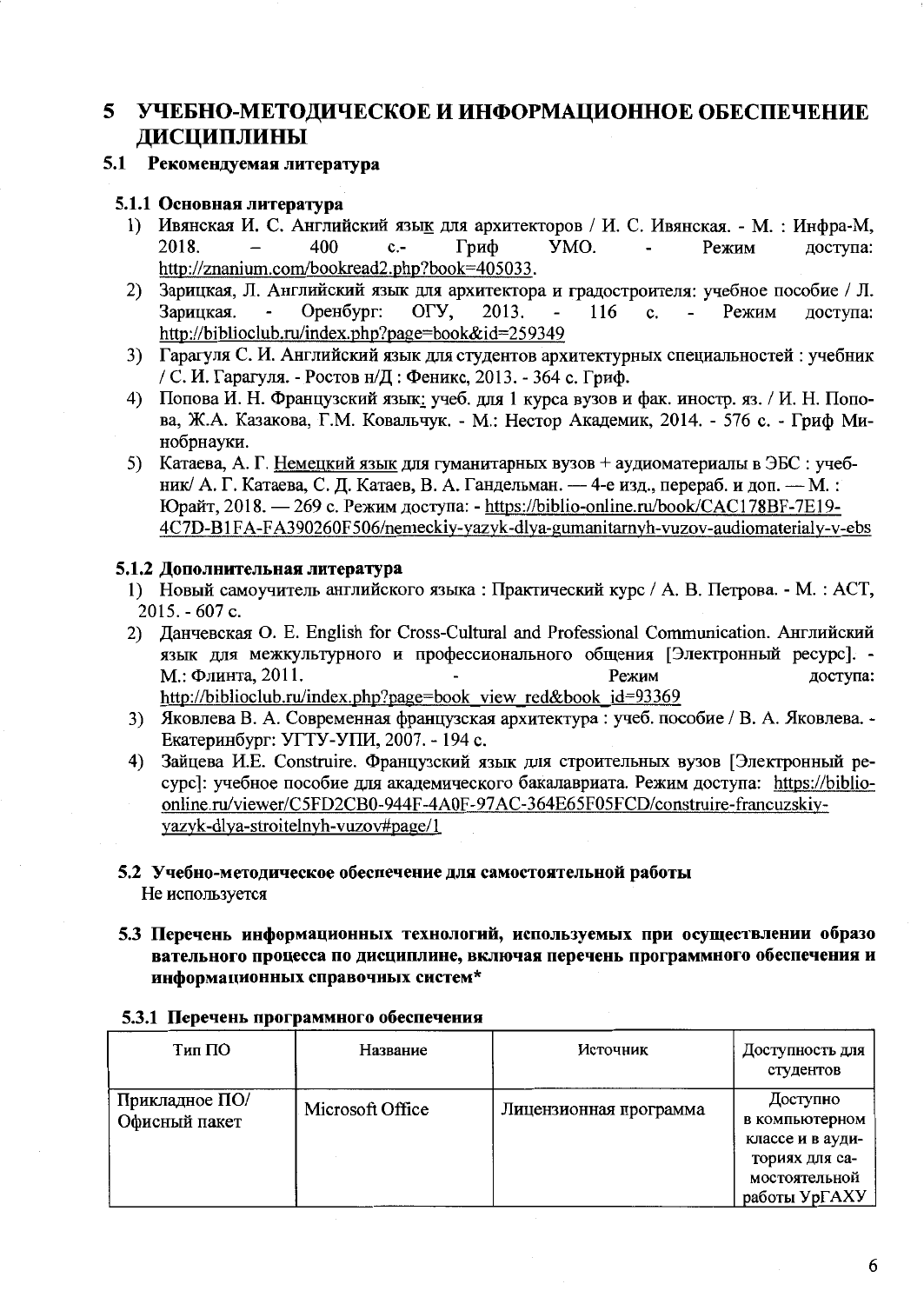# 5 УЧЕБНО-МЕТОДИЧЕСКОЕ И ИНФОРМАЦИОННОЕ ОБЕСПЕЧЕНИЕ ДИСЦИПЛИНЫ

## 5.1 Рекомендуемая литература

### 5.1.1 Основная литература

1) Ивянская И. С. Английский язык для архитекторов / И. С. Ивянская. - М. : Инфра-М, 2018. – 400 с.- Гриф УМО. - Режим доступа: http://znanium.com/bookread2.php?book=405033.
2) Зарицкая, Л. Английский язык для архитектора и градостроителя: учебное пособие / Л. Зарицкая. - Оренбург: ОГУ, 2013. - 116 с. - Режим доступа: http://biblioclub.ru/index.php?page=book&id=259349
3) Гарагуля С. И. Английский язык для студентов архитектурных специальностей : учебник / С. И. Гарагуля. - Ростов н/Д : Феникс, 2013. - 364 с. Гриф.
4) Попова И. Н. Французский язык: учеб. для 1 курса вузов и фак. иностр. яз. / И. Н. Попова, Ж.А. Казакова, Г.М. Ковальчук. - М.: Нестор Академик, 2014. - 576 с. - Гриф Минобрнауки.
5) Катаева, А. Г. Немецкий язык для гуманитарных вузов + аудиоматериалы в ЭБС : учебник/ А. Г. Катаева, С. Д. Катаев, В. А. Гандельман. — 4-е изд., перераб. и доп. — М. : Юрайт, 2018. — 269 с. Режим доступа: - https://biblio-online.ru/book/CAC178BF-7E19-4C7D-B1FA-FA390260F506/nemeckiy-yazyk-dlya-gumanitarnyh-vuzov-audiomaterialy-v-ebs

### 5.1.2 Дополнительная литература

1) Новый самоучитель английского языка : Практический курс / А. В. Петрова. - М. : АСТ, 2015. - 607 с.
2) Данчевская О. Е. English for Cross-Cultural and Professional Communication. Английский язык для межкультурного и профессионального общения [Электронный ресурс]. - М.: Флинта, 2011. - Режим доступа: http://biblioclub.ru/index.php?page=book_view_red&book_id=93369
3) Яковлева В. А. Современная французская архитектура : учеб. пособие / В. А. Яковлева. - Екатеринбург: УГТУ-УПИ, 2007. - 194 с.
4) Зайцева И.Е. Construire. Французский язык для строительных вузов [Электронный ресурс]: учебное пособие для академического бакалавриата. Режим доступа: https://biblio-online.ru/viewer/C5FD2CB0-944F-4A0F-97AC-364E65F05FCD/construire-francuzskiy-yazyk-dlya-stroitelnyh-vuzov#page/1

## 5.2 Учебно-методическое обеспечение для самостоятельной работы

Не используется

## 5.3 Перечень информационных технологий, используемых при осуществлении образовательного процесса по дисциплине, включая перечень программного обеспечения и информационных справочных систем*

### 5.3.1 Перечень программного обеспечения

| Тип ПО | Название | Источник | Доступность для студентов |
|---|---|---|---|
| Прикладное ПО/ Офисный пакет | Microsoft Office | Лицензионная программа | Доступно в компьютерном классе и в аудиториях для самостоятельной работы УрГАХУ |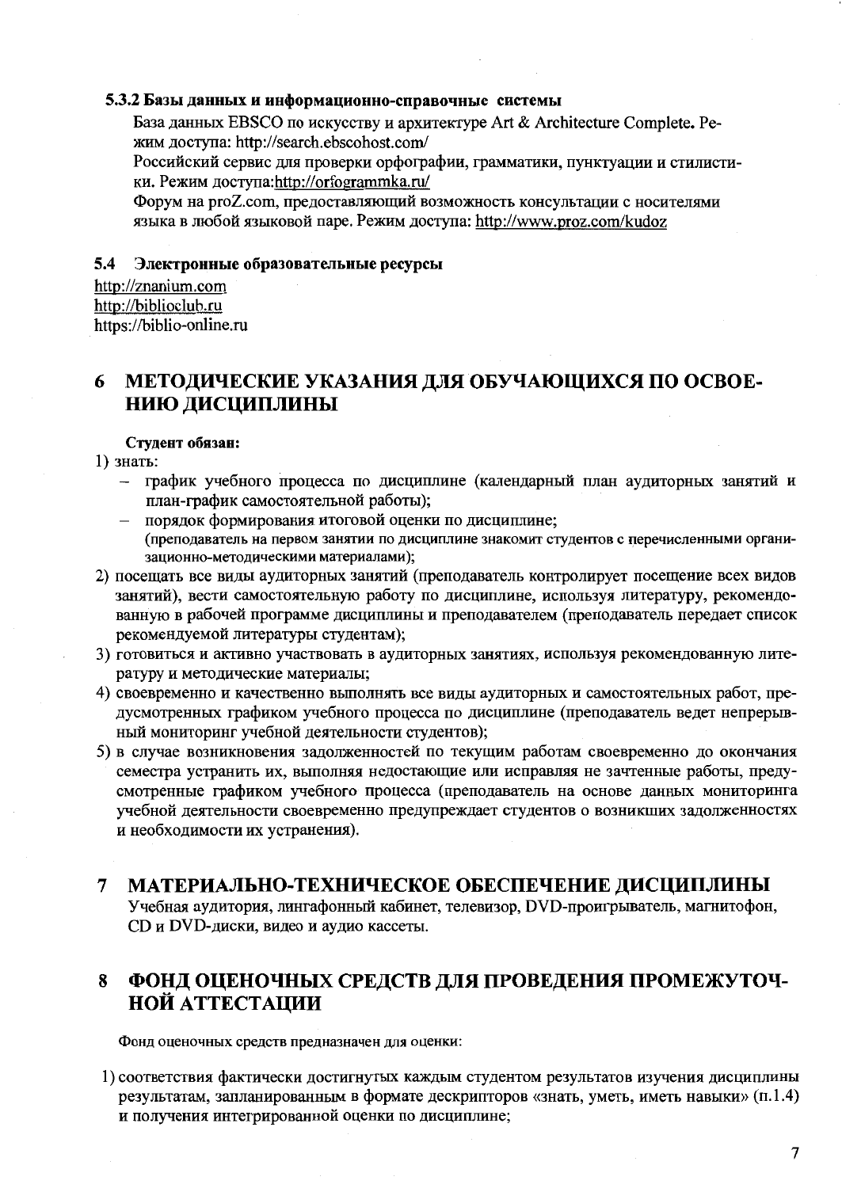### 5.3.2 Базы данных и информационно-справочные системы

База данных EBSCO по искусству и архитектуре Art & Architecture Complete. Режим доступа: http://search.ebscohost.com/

Российский сервис для проверки орфографии, грамматики, пунктуации и стилистики. Режим доступа:http://orfogrammka.ru/

Форум на proZ.com, предоставляющий возможность консультации с носителями языка в любой языковой паре. Режим доступа: http://www.proz.com/kudoz

### 5.4 Электронные образовательные ресурсы

http://znanium.com
http://biblioclub.ru
https://biblio-online.ru

# 6 МЕТОДИЧЕСКИЕ УКАЗАНИЯ ДЛЯ ОБУЧАЮЩИХСЯ ПО ОСВОЕНИЮ ДИСЦИПЛИНЫ

**Студент обязан:**

1) знать:
   - график учебного процесса по дисциплине (календарный план аудиторных занятий и план-график самостоятельной работы);
   - порядок формирования итоговой оценки по дисциплине;
   
   (преподаватель на первом занятии по дисциплине знакомит студентов с перечисленными организационно-методическими материалами);
2) посещать все виды аудиторных занятий (преподаватель контролирует посещение всех видов занятий), вести самостоятельную работу по дисциплине, используя литературу, рекомендованную в рабочей программе дисциплины и преподавателем (преподаватель передает список рекомендуемой литературы студентам);
3) готовиться и активно участвовать в аудиторных занятиях, используя рекомендованную литературу и методические материалы;
4) своевременно и качественно выполнять все виды аудиторных и самостоятельных работ, предусмотренных графиком учебного процесса по дисциплине (преподаватель ведет непрерывный мониторинг учебной деятельности студентов);
5) в случае возникновения задолженностей по текущим работам своевременно до окончания семестра устранить их, выполняя недостающие или исправляя не зачтенные работы, предусмотренные графиком учебного процесса (преподаватель на основе данных мониторинга учебной деятельности своевременно предупреждает студентов о возникших задолженностях и необходимости их устранения).

# 7 МАТЕРИАЛЬНО-ТЕХНИЧЕСКОЕ ОБЕСПЕЧЕНИЕ ДИСЦИПЛИНЫ

Учебная аудитория, лингафонный кабинет, телевизор, DVD-проигрыватель, магнитофон, CD и DVD-диски, видео и аудио кассеты.

# 8 ФОНД ОЦЕНОЧНЫХ СРЕДСТВ ДЛЯ ПРОВЕДЕНИЯ ПРОМЕЖУТОЧНОЙ АТТЕСТАЦИИ

Фонд оценочных средств предназначен для оценки:

1) соответствия фактически достигнутых каждым студентом результатов изучения дисциплины результатам, запланированным в формате дескрипторов «знать, уметь, иметь навыки» (п.1.4) и получения интегрированной оценки по дисциплине;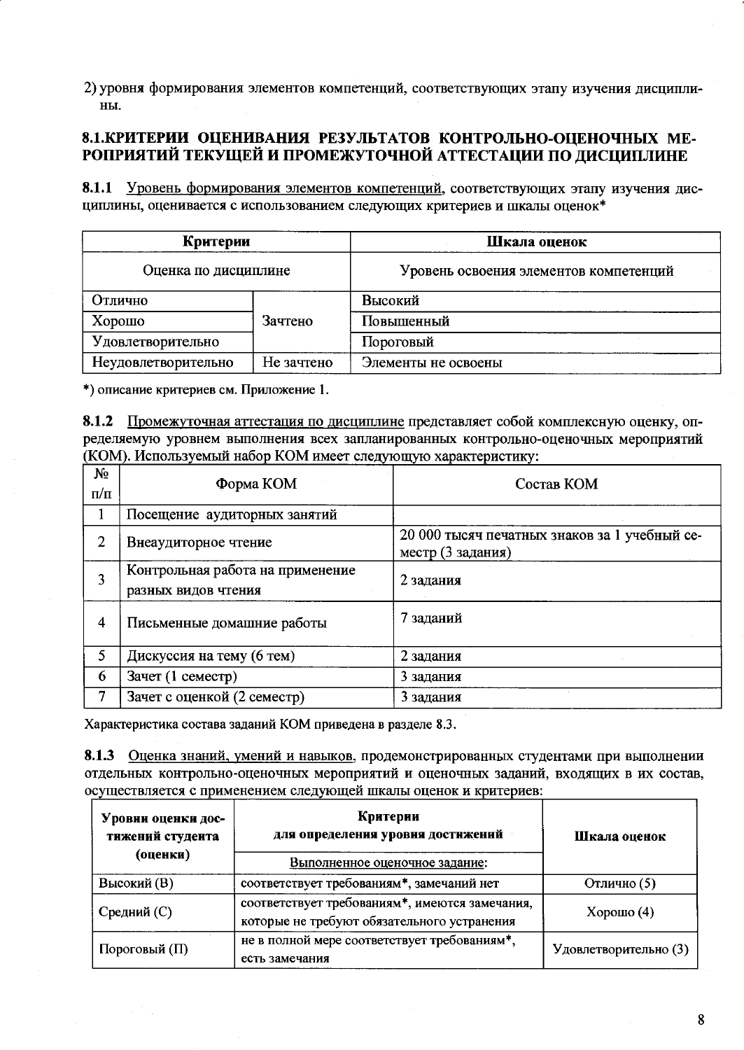2) уровня формирования элементов компетенций, соответствующих этапу изучения дисциплины.

## 8.1.КРИТЕРИИ ОЦЕНИВАНИЯ РЕЗУЛЬТАТОВ КОНТРОЛЬНО-ОЦЕНОЧНЫХ МЕРОПРИЯТИЙ ТЕКУЩЕЙ И ПРОМЕЖУТОЧНОЙ АТТЕСТАЦИИ ПО ДИСЦИПЛИНЕ

**8.1.1** Уровень формирования элементов компетенций, соответствующих этапу изучения дисциплины, оценивается с использованием следующих критериев и шкалы оценок*

| Критерии | | Шкала оценок |
|---|---|---|
| Оценка по дисциплине | | Уровень освоения элементов компетенций |
| Отлично | Зачтено | Высокий |
| Хорошо | | Повышенный |
| Удовлетворительно | | Пороговый |
| Неудовлетворительно | Не зачтено | Элементы не освоены |

*) описание критериев см. Приложение 1.

**8.1.2** Промежуточная аттестация по дисциплине представляет собой комплексную оценку, определяемую уровнем выполнения всех запланированных контрольно-оценочных мероприятий (КОМ). Используемый набор КОМ имеет следующую характеристику:

| № п/п | Форма КОМ | Состав КОМ |
|---|---|---|
| 1 | Посещение аудиторных занятий | |
| 2 | Внеаудиторное чтение | 20 000 тысяч печатных знаков за 1 учебный семестр (3 задания) |
| 3 | Контрольная работа на применение разных видов чтения | 2 задания |
| 4 | Письменные домашние работы | 7 заданий |
| 5 | Дискуссия на тему (6 тем) | 2 задания |
| 6 | Зачет (1 семестр) | 3 задания |
| 7 | Зачет с оценкой (2 семестр) | 3 задания |

Характеристика состава заданий КОМ приведена в разделе 8.3.

**8.1.3** Оценка знаний, умений и навыков, продемонстрированных студентами при выполнении отдельных контрольно-оценочных мероприятий и оценочных заданий, входящих в их состав, осуществляется с применением следующей шкалы оценок и критериев:

| Уровни оценки достижений студента (оценки) | Критерии для определения уровня достижений | Шкала оценок |
|---|---|---|
| | Выполненное оценочное задание: | |
| Высокий (В) | соответствует требованиям*, замечаний нет | Отлично (5) |
| Средний (С) | соответствует требованиям*, имеются замечания, которые не требуют обязательного устранения | Хорошо (4) |
| Пороговый (П) | не в полной мере соответствует требованиям*, есть замечания | Удовлетворительно (3) |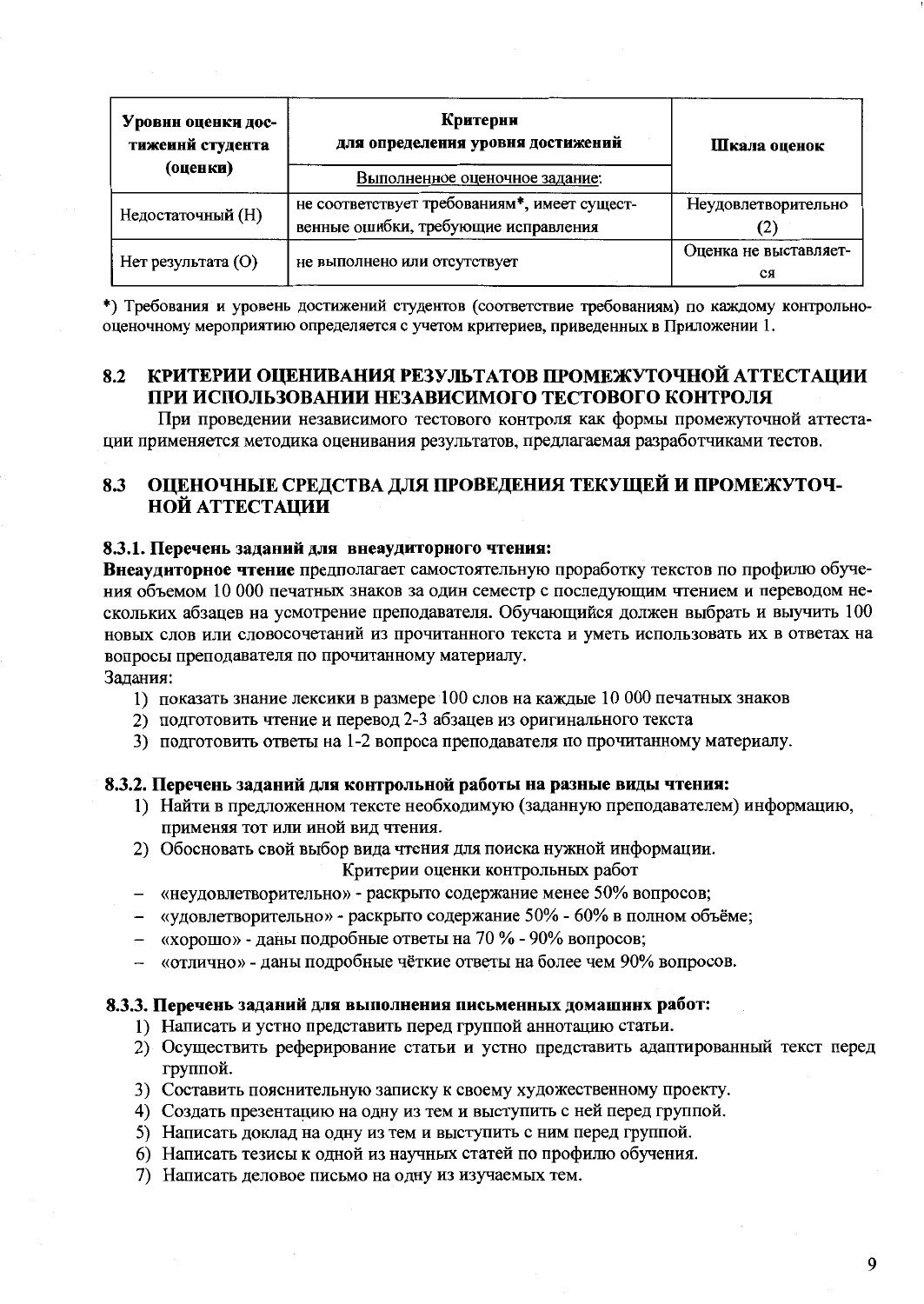| Уровни оценки достижений студента (оценки) | Критерии для определения уровня достижений | Шкала оценок |
|---|---|---|
| | Выполненное оценочное задание: | |
| Недостаточный (Н) | не соответствует требованиям*, имеет существенные ошибки, требующие исправления | Неудовлетворительно (2) |
| Нет результата (О) | не выполнено или отсутствует | Оценка не выставляется |

*) Требования и уровень достижений студентов (соответствие требованиям) по каждому контрольно-оценочному мероприятию определяется с учетом критериев, приведенных в Приложении 1.

## 8.2 КРИТЕРИИ ОЦЕНИВАНИЯ РЕЗУЛЬТАТОВ ПРОМЕЖУТОЧНОЙ АТТЕСТАЦИИ ПРИ ИСПОЛЬЗОВАНИИ НЕЗАВИСИМОГО ТЕСТОВОГО КОНТРОЛЯ

При проведении независимого тестового контроля как формы промежуточной аттестации применяется методика оценивания результатов, предлагаемая разработчиками тестов.

## 8.3 ОЦЕНОЧНЫЕ СРЕДСТВА ДЛЯ ПРОВЕДЕНИЯ ТЕКУЩЕЙ И ПРОМЕЖУТОЧНОЙ АТТЕСТАЦИИ

### 8.3.1. Перечень заданий для внеаудиторного чтения:

**Внеаудиторное чтение** предполагает самостоятельную проработку текстов по профилю обучения объемом 10 000 печатных знаков за один семестр с последующим чтением и переводом нескольких абзацев на усмотрение преподавателя. Обучающийся должен выбрать и выучить 100 новых слов или словосочетаний из прочитанного текста и уметь использовать их в ответах на вопросы преподавателя по прочитанному материалу.

Задания:

1) показать знание лексики в размере 100 слов на каждые 10 000 печатных знаков
2) подготовить чтение и перевод 2-3 абзацев из оригинального текста
3) подготовить ответы на 1-2 вопроса преподавателя по прочитанному материалу.

### 8.3.2. Перечень заданий для контрольной работы на разные виды чтения:

1) Найти в предложенном тексте необходимую (заданную преподавателем) информацию, применяя тот или иной вид чтения.
2) Обосновать свой выбор вида чтения для поиска нужной информации.

Критерии оценки контрольных работ

- «неудовлетворительно» - раскрыто содержание менее 50% вопросов;
- «удовлетворительно» - раскрыто содержание 50% - 60% в полном объёме;
- «хорошо» - даны подробные ответы на 70 % - 90% вопросов;
- «отлично» - даны подробные чёткие ответы на более чем 90% вопросов.

### 8.3.3. Перечень заданий для выполнения письменных домашних работ:

1) Написать и устно представить перед группой аннотацию статьи.
2) Осуществить реферирование статьи и устно представить адаптированный текст перед группой.
3) Составить пояснительную записку к своему художественному проекту.
4) Создать презентацию на одну из тем и выступить с ней перед группой.
5) Написать доклад на одну из тем и выступить с ним перед группой.
6) Написать тезисы к одной из научных статей по профилю обучения.
7) Написать деловое письмо на одну из изучаемых тем.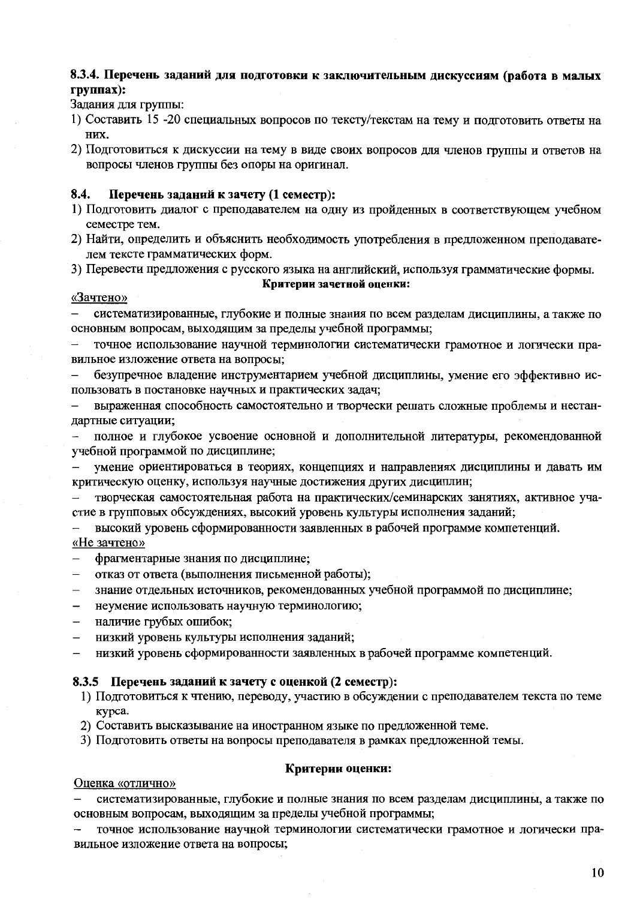### 8.3.4. Перечень заданий для подготовки к заключительным дискуссиям (работа в малых группах):

Задания для группы:

1) Составить 15 -20 специальных вопросов по тексту/текстам на тему и подготовить ответы на них.
2) Подготовиться к дискуссии на тему в виде своих вопросов для членов группы и ответов на вопросы членов группы без опоры на оригинал.

### 8.4. Перечень заданий к зачету (1 семестр):

1) Подготовить диалог с преподавателем на одну из пройденных в соответствующем учебном семестре тем.
2) Найти, определить и объяснить необходимость употребления в предложенном преподавателем тексте грамматических форм.
3) Перевести предложения с русского языка на английский, используя грамматические формы.

**Критерии зачетной оценки:**

«Зачтено»

- систематизированные, глубокие и полные знания по всем разделам дисциплины, а также по основным вопросам, выходящим за пределы учебной программы;
- точное использование научной терминологии систематически грамотное и логически правильное изложение ответа на вопросы;
- безупречное владение инструментарием учебной дисциплины, умение его эффективно использовать в постановке научных и практических задач;
- выраженная способность самостоятельно и творчески решать сложные проблемы и нестандартные ситуации;
- полное и глубокое усвоение основной и дополнительной литературы, рекомендованной учебной программой по дисциплине;
- умение ориентироваться в теориях, концепциях и направлениях дисциплины и давать им критическую оценку, используя научные достижения других дисциплин;
- творческая самостоятельная работа на практических/семинарских занятиях, активное участие в групповых обсуждениях, высокий уровень культуры исполнения заданий;
- высокий уровень сформированности заявленных в рабочей программе компетенций.

«Не зачтено»

- фрагментарные знания по дисциплине;
- отказ от ответа (выполнения письменной работы);
- знание отдельных источников, рекомендованных учебной программой по дисциплине;
- неумение использовать научную терминологию;
- наличие грубых ошибок;
- низкий уровень культуры исполнения заданий;
- низкий уровень сформированности заявленных в рабочей программе компетенций.

### 8.3.5 Перечень заданий к зачету с оценкой (2 семестр):

1) Подготовиться к чтению, переводу, участию в обсуждении с преподавателем текста по теме курса.
2) Составить высказывание на иностранном языке по предложенной теме.
3) Подготовить ответы на вопросы преподавателя в рамках предложенной темы.

**Критерии оценки:**

Оценка «отлично»

- систематизированные, глубокие и полные знания по всем разделам дисциплины, а также по основным вопросам, выходящим за пределы учебной программы;
- точное использование научной терминологии систематически грамотное и логически правильное изложение ответа на вопросы;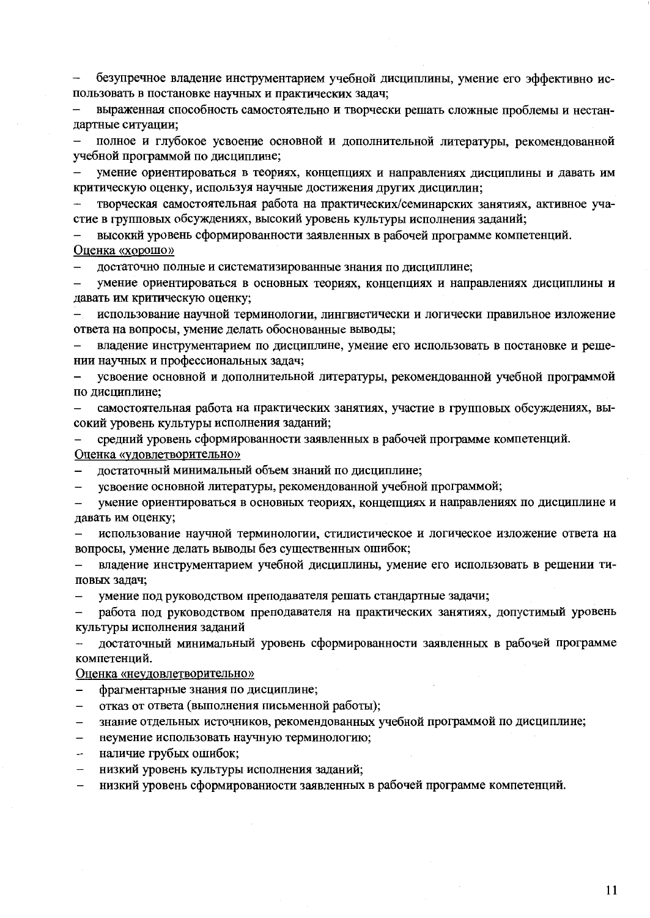- безупречное владение инструментарием учебной дисциплины, умение его эффективно использовать в постановке научных и практических задач;
- выраженная способность самостоятельно и творчески решать сложные проблемы и нестандартные ситуации;
- полное и глубокое усвоение основной и дополнительной литературы, рекомендованной учебной программой по дисциплине;
- умение ориентироваться в теориях, концепциях и направлениях дисциплины и давать им критическую оценку, используя научные достижения других дисциплин;
- творческая самостоятельная работа на практических/семинарских занятиях, активное участие в групповых обсуждениях, высокий уровень культуры исполнения заданий;
- высокий уровень сформированности заявленных в рабочей программе компетенций.

<u>Оценка «хорошо»</u>

- достаточно полные и систематизированные знания по дисциплине;
- умение ориентироваться в основных теориях, концепциях и направлениях дисциплины и давать им критическую оценку;
- использование научной терминологии, лингвистически и логически правильное изложение ответа на вопросы, умение делать обоснованные выводы;
- владение инструментарием по дисциплине, умение его использовать в постановке и решении научных и профессиональных задач;
- усвоение основной и дополнительной литературы, рекомендованной учебной программой по дисциплине;
- самостоятельная работа на практических занятиях, участие в групповых обсуждениях, высокий уровень культуры исполнения заданий;
- средний уровень сформированности заявленных в рабочей программе компетенций.

<u>Оценка «удовлетворительно»</u>

- достаточный минимальный объем знаний по дисциплине;
- усвоение основной литературы, рекомендованной учебной программой;
- умение ориентироваться в основных теориях, концепциях и направлениях по дисциплине и давать им оценку;
- использование научной терминологии, стилистическое и логическое изложение ответа на вопросы, умение делать выводы без существенных ошибок;
- владение инструментарием учебной дисциплины, умение его использовать в решении типовых задач;
- умение под руководством преподавателя решать стандартные задачи;
- работа под руководством преподавателя на практических занятиях, допустимый уровень культуры исполнения заданий
- достаточный минимальный уровень сформированности заявленных в рабочей программе компетенций.

<u>Оценка «неудовлетворительно»</u>

- фрагментарные знания по дисциплине;
- отказ от ответа (выполнения письменной работы);
- знание отдельных источников, рекомендованных учебной программой по дисциплине;
- неумение использовать научную терминологию;
- наличие грубых ошибок;
- низкий уровень культуры исполнения заданий;
- низкий уровень сформированности заявленных в рабочей программе компетенций.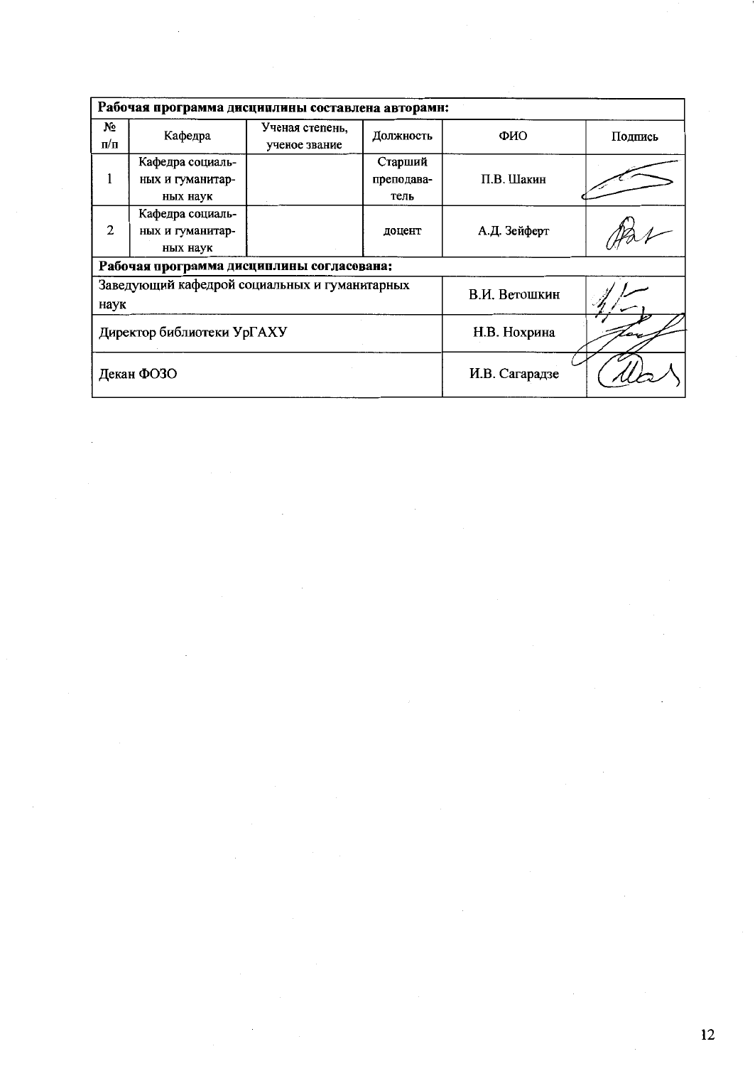| Рабочая программа дисциплины составлена авторами: | | | | | |
|---|---|---|---|---|---|
| № п/п | Кафедра | Ученая степень, ученое звание | Должность | ФИО | Подпись |
| 1 | Кафедра социальных и гуманитарных наук | | Старший преподаватель | П.В. Шакин | |
| 2 | Кафедра социальных и гуманитарных наук | | доцент | А.Д. Зейферт | |
| **Рабочая программа дисциплины согласована:** | | | | | |
| Заведующий кафедрой социальных и гуманитарных наук | | | | В.И. Ветошкин | |
| Директор библиотеки УрГАХУ | | | | Н.В. Нохрина | |
| Декан ФОЗО | | | | И.В. Сагарадзе | |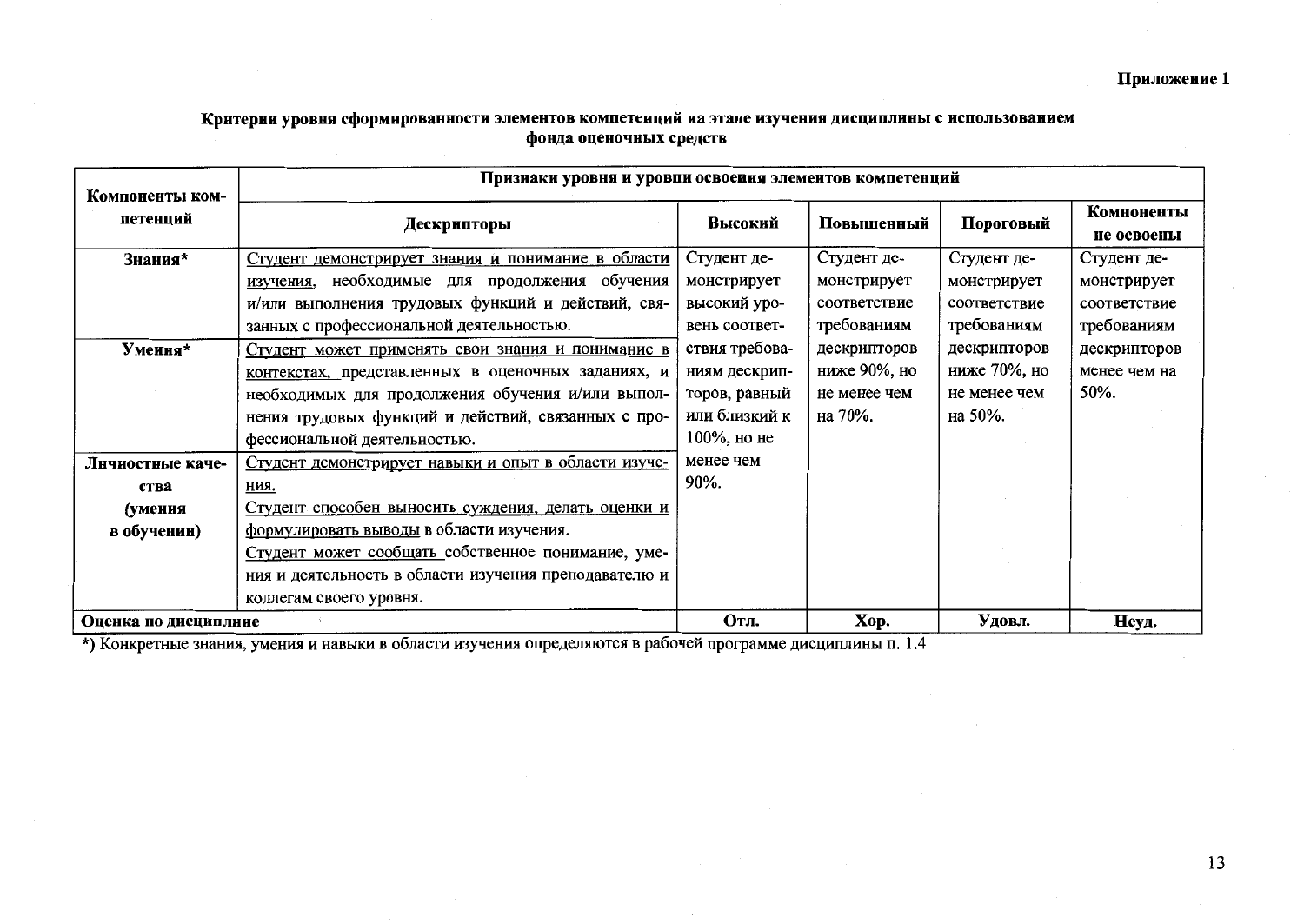**Приложение 1**

**Критерии уровня сформированности элементов компетенций на этапе изучения дисциплины с использованием фонда оценочных средств**

| Компоненты компетенций | Признаки уровня и уровни освоения элементов компетенций | | | | |
|---|---|---|---|---|---|
| | **Дескрипторы** | **Высокий** | **Повышенный** | **Пороговый** | **Компоненты не освоены** |
| **Знания*** | Студент демонстрирует знания и понимание в области изучения, необходимые для продолжения обучения и/или выполнения трудовых функций и действий, связанных с профессиональной деятельностью. | Студент демонстрирует высокий уровень соответствия требованиям дескрипторов, равный или близкий к 100%, но не менее чем 90%. | Студент демонстрирует соответствие требованиям дескрипторов ниже 90%, но не менее чем на 70%. | Студент демонстрирует соответствие требованиям дескрипторов ниже 70%, но не менее чем на 50%. | Студент демонстрирует соответствие требованиям дескрипторов менее чем на 50%. |
| **Умения*** | Студент может применять свои знания и понимание в контекстах, представленных в оценочных заданиях, и необходимых для продолжения обучения и/или выполнения трудовых функций и действий, связанных с профессиональной деятельностью. | | | | |
| **Личностные качества (умения в обучении)** | Студент демонстрирует навыки и опыт в области изучения. Студент способен выносить суждения, делать оценки и формулировать выводы в области изучения. Студент может сообщать собственное понимание, умения и деятельность в области изучения преподавателю и коллегам своего уровня. | | | | |
| **Оценка по дисциплине** | | **Отл.** | **Хор.** | **Удовл.** | **Неуд.** |

*) Конкретные знания, умения и навыки в области изучения определяются в рабочей программе дисциплины п. 1.4